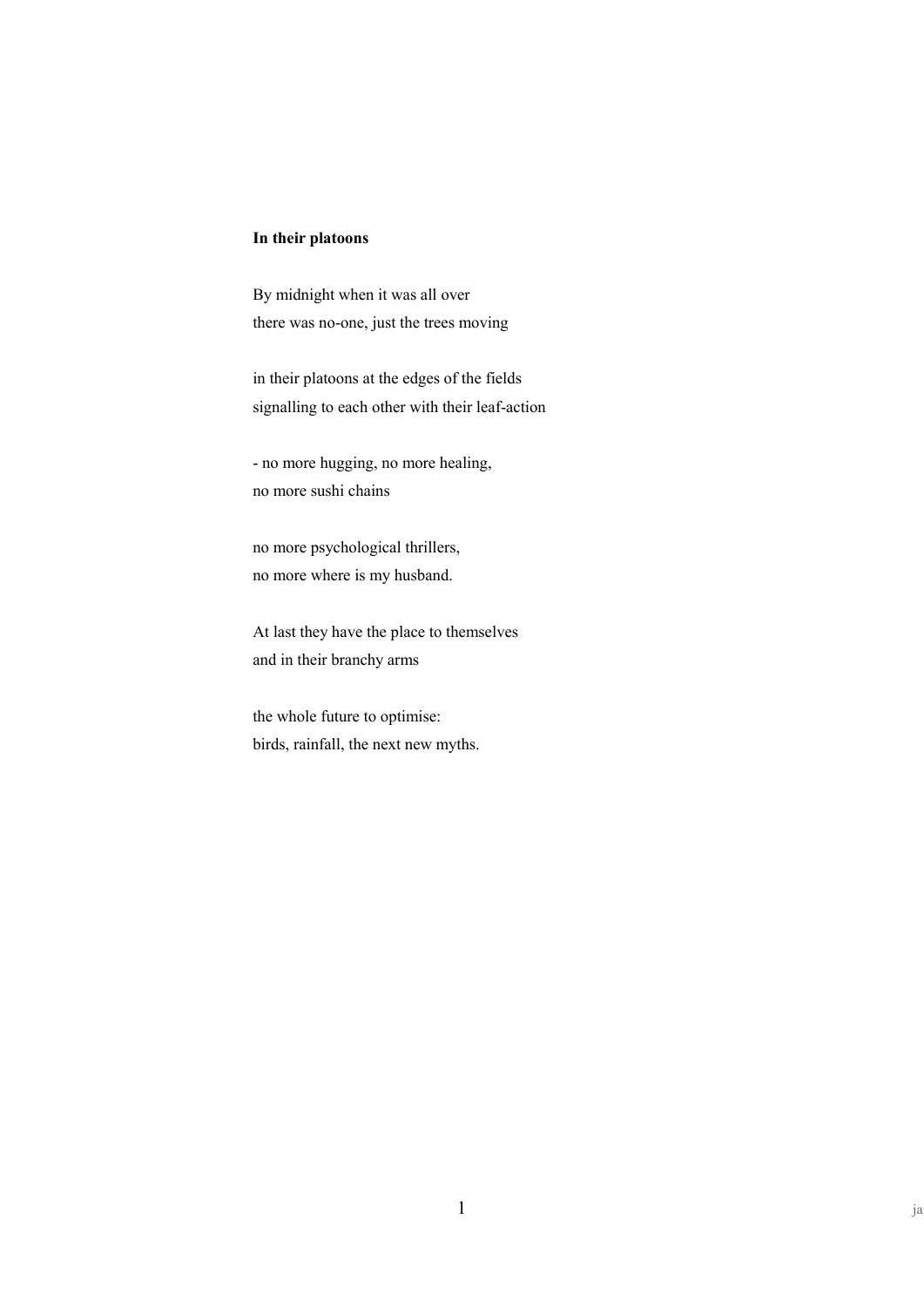**In their platoons**

By midnight when it was all over
there was no-one, just the trees moving

in their platoons at the edges of the fields
signalling to each other with their leaf-action

- no more hugging, no more healing,
no more sushi chains

no more psychological thrillers,
no more where is my husband.

At last they have the place to themselves
and in their branchy arms

the whole future to optimise:
birds, rainfall, the next new myths.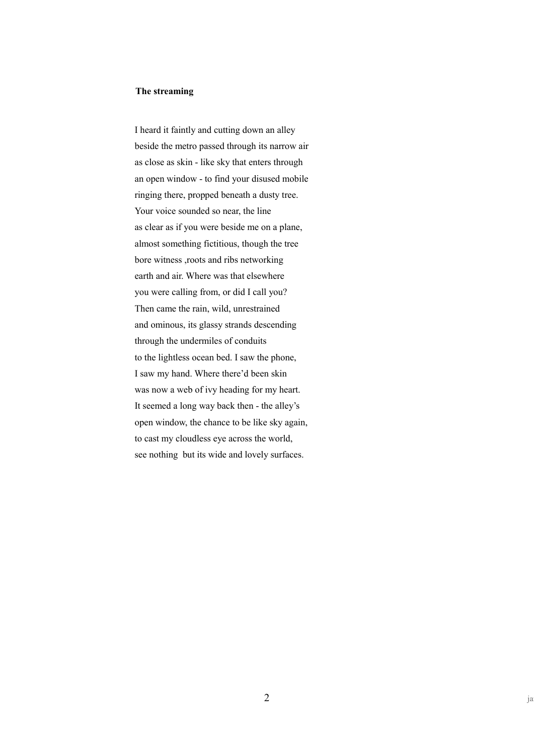**The streaming**

I heard it faintly and cutting down an alley  
beside the metro passed through its narrow air  
as close as skin - like sky that enters through  
an open window - to find your disused mobile  
ringing there, propped beneath a dusty tree.  
Your voice sounded so near, the line  
as clear as if you were beside me on a plane,  
almost something fictitious, though the tree  
bore witness ,roots and ribs networking  
earth and air. Where was that elsewhere  
you were calling from, or did I call you?  
Then came the rain, wild, unrestrained  
and ominous, its glassy strands descending  
through the undermiles of conduits  
to the lightless ocean bed. I saw the phone,  
I saw my hand. Where there'd been skin  
was now a web of ivy heading for my heart.  
It seemed a long way back then - the alley's  
open window, the chance to be like sky again,  
to cast my cloudless eye across the world,  
see nothing  but its wide and lovely surfaces.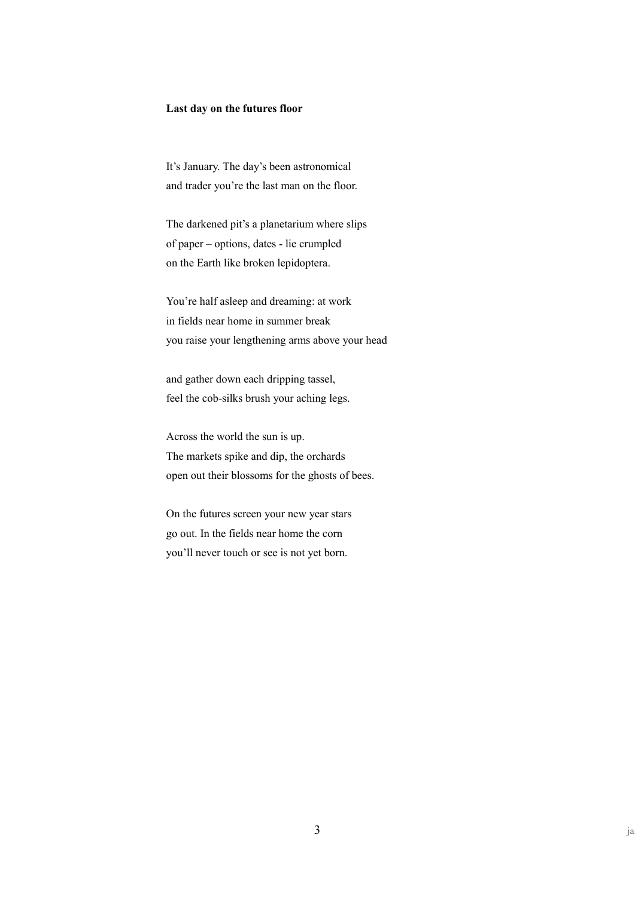**Last day on the futures floor**

It’s January. The day’s been astronomical
and trader you’re the last man on the floor.

The darkened pit’s a planetarium where slips
of paper – options, dates - lie crumpled
on the Earth like broken lepidoptera.

You’re half asleep and dreaming: at work
in fields near home in summer break
you raise your lengthening arms above your head

and gather down each dripping tassel,
feel the cob-silks brush your aching legs.

Across the world the sun is up.
The markets spike and dip, the orchards
open out their blossoms for the ghosts of bees.

On the futures screen your new year stars
go out. In the fields near home the corn
you’ll never touch or see is not yet born.